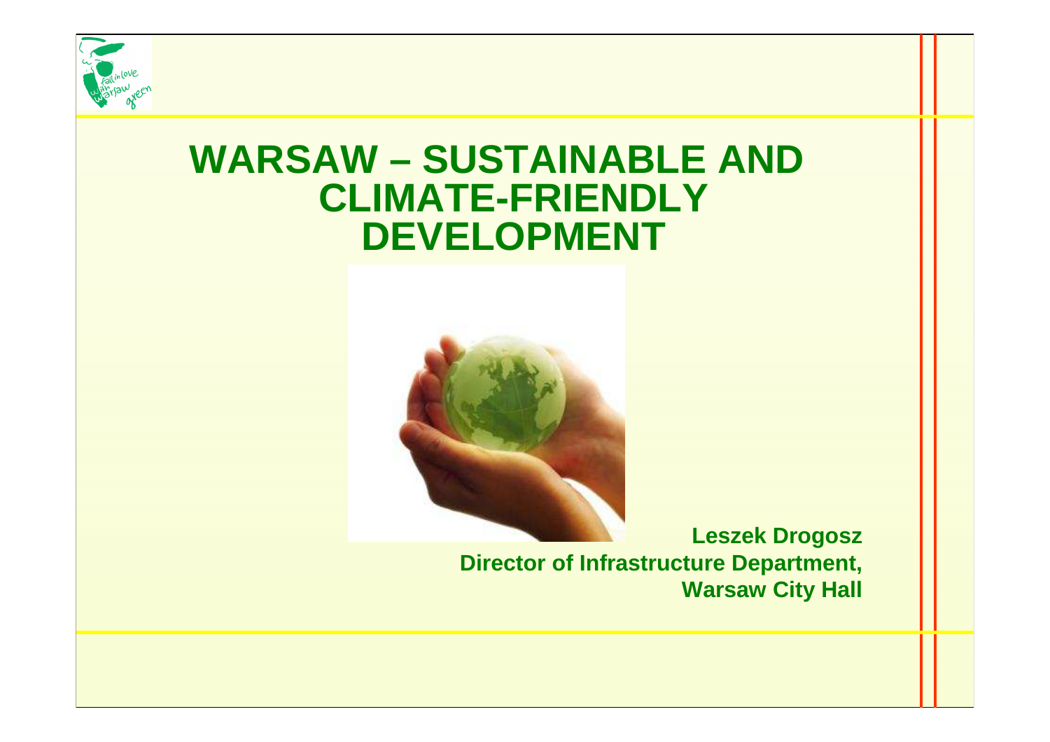# WARSAW – SUSTAINABLE AND CLIMATE-FRIENDLY DEVELOPMENT

**Leszek Drogosz**
**Director of Infrastructure Department,**
**Warsaw City Hall**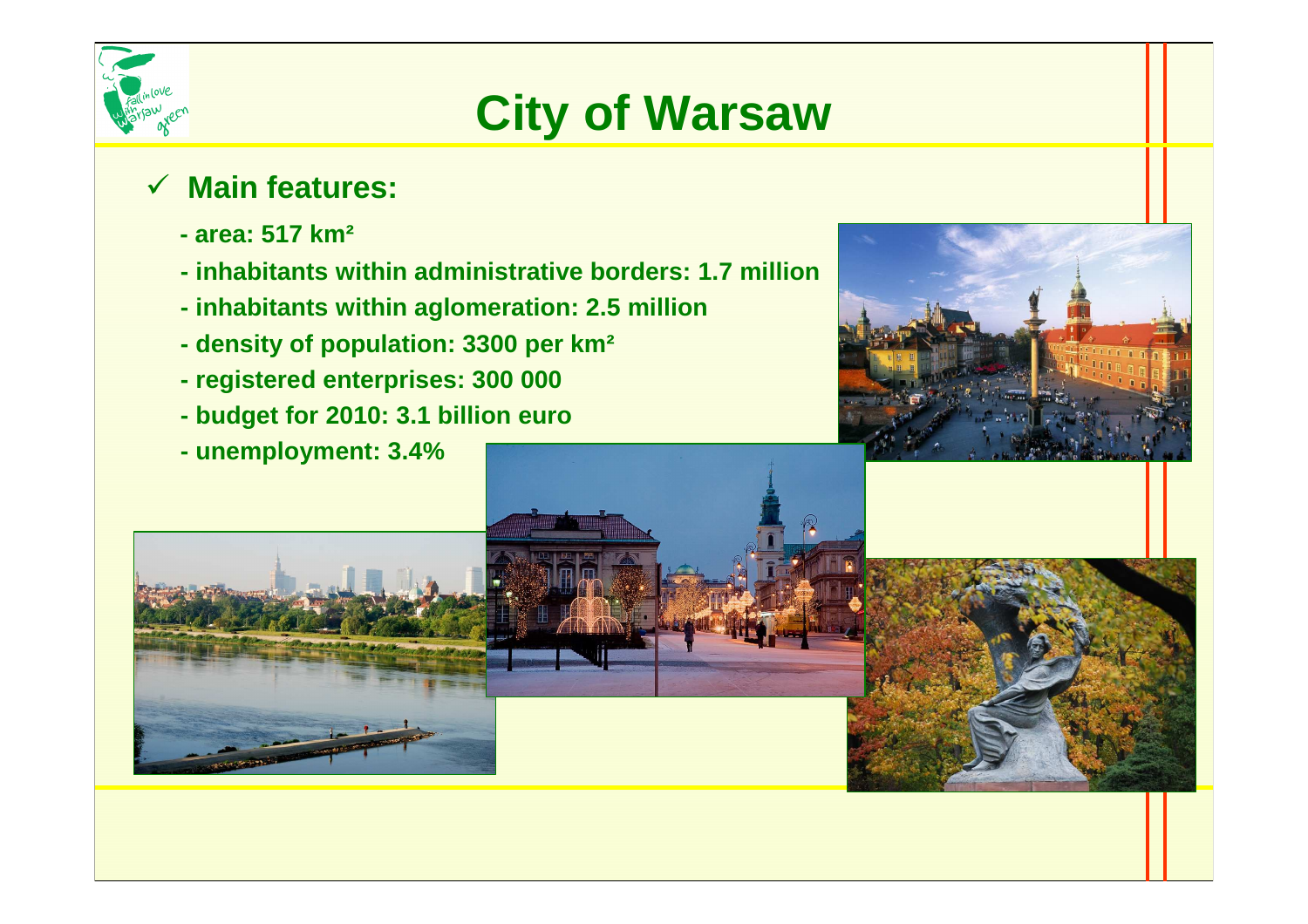# City of Warsaw

- ✓ **Main features:**
  - **- area: 517 km²**
  - **- inhabitants within administrative borders: 1.7 million**
  - **- inhabitants within aglomeration: 2.5 million**
  - **- density of population: 3300 per km²**
  - **- registered enterprises: 300 000**
  - **- budget for 2010: 3.1 billion euro**
  - **- unemployment: 3.4%**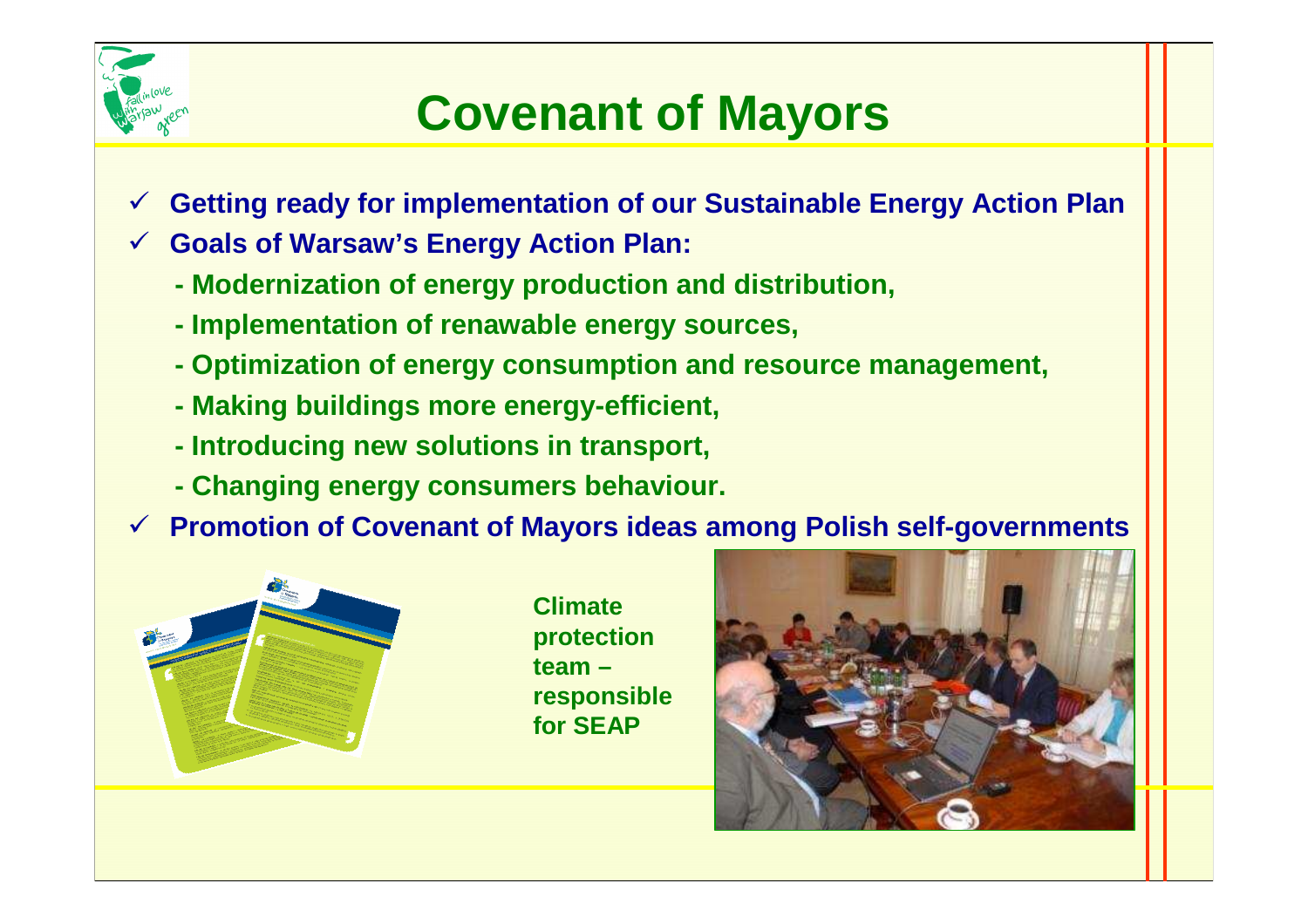# Covenant of Mayors

- **Getting ready for implementation of our Sustainable Energy Action Plan**
- **Goals of Warsaw's Energy Action Plan:**
  - **Modernization of energy production and distribution,**
  - **Implementation of renawable energy sources,**
  - **Optimization of energy consumption and resource management,**
  - **Making buildings more energy-efficient,**
  - **Introducing new solutions in transport,**
  - **Changing energy consumers behaviour.**
- **Promotion of Covenant of Mayors ideas among Polish self-governments**

**Climate protection team – responsible for SEAP**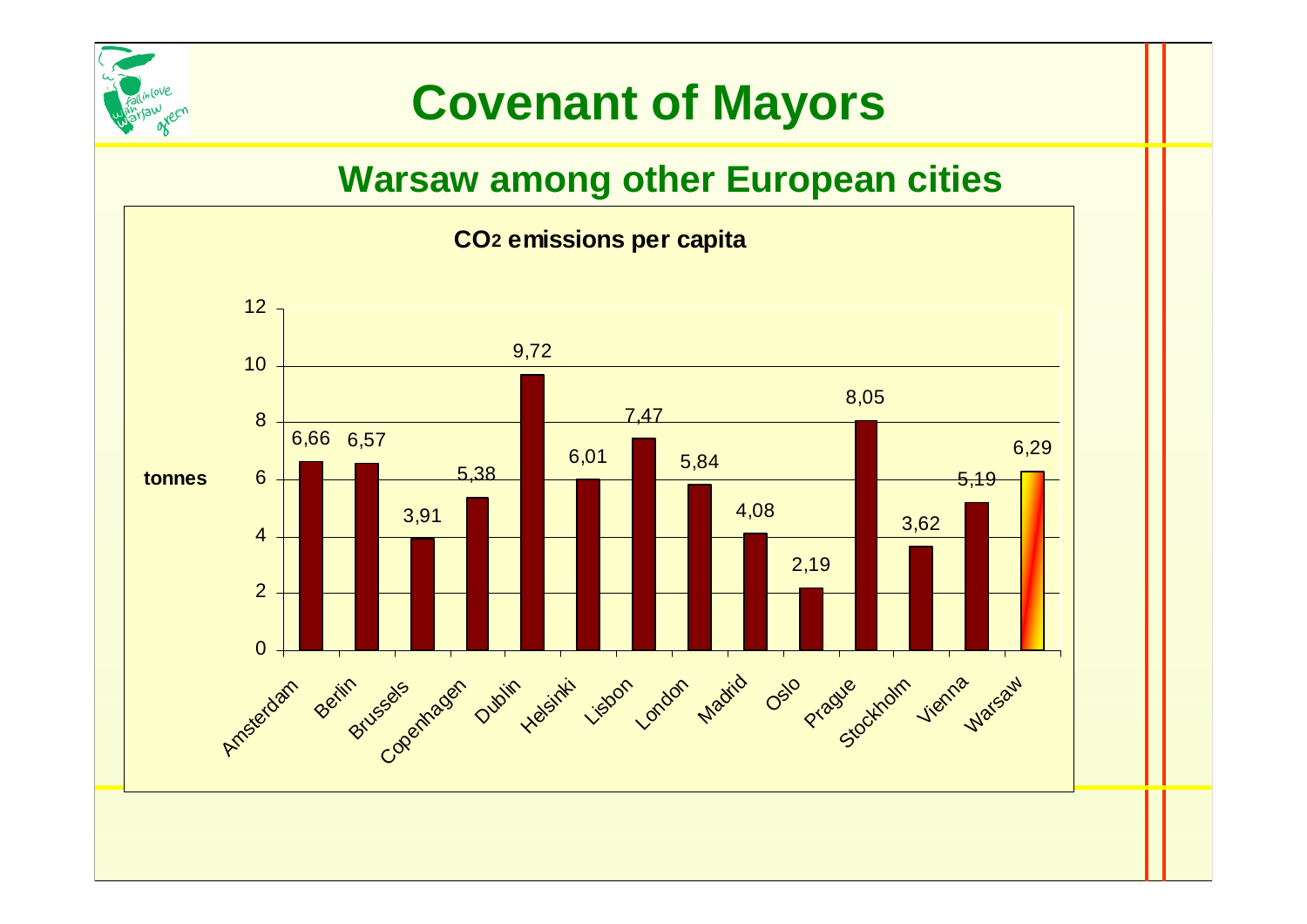# Covenant of Mayors

## Warsaw among other European cities

**$CO_2$ emissions per capita**

| City | tonnes |
|---|---|
| Amsterdam | 6,66 |
| Berlin | 6,57 |
| Brussels | 3,91 |
| Copenhagen | 5,38 |
| Dublin | 9,72 |
| Helsinki | 6,01 |
| Lisbon | 7,47 |
| London | 5,84 |
| Madrid | 4,08 |
| Oslo | 2,19 |
| Prague | 8,05 |
| Stockholm | 3,62 |
| Vienna | 5,19 |
| Warsaw | 6,29 |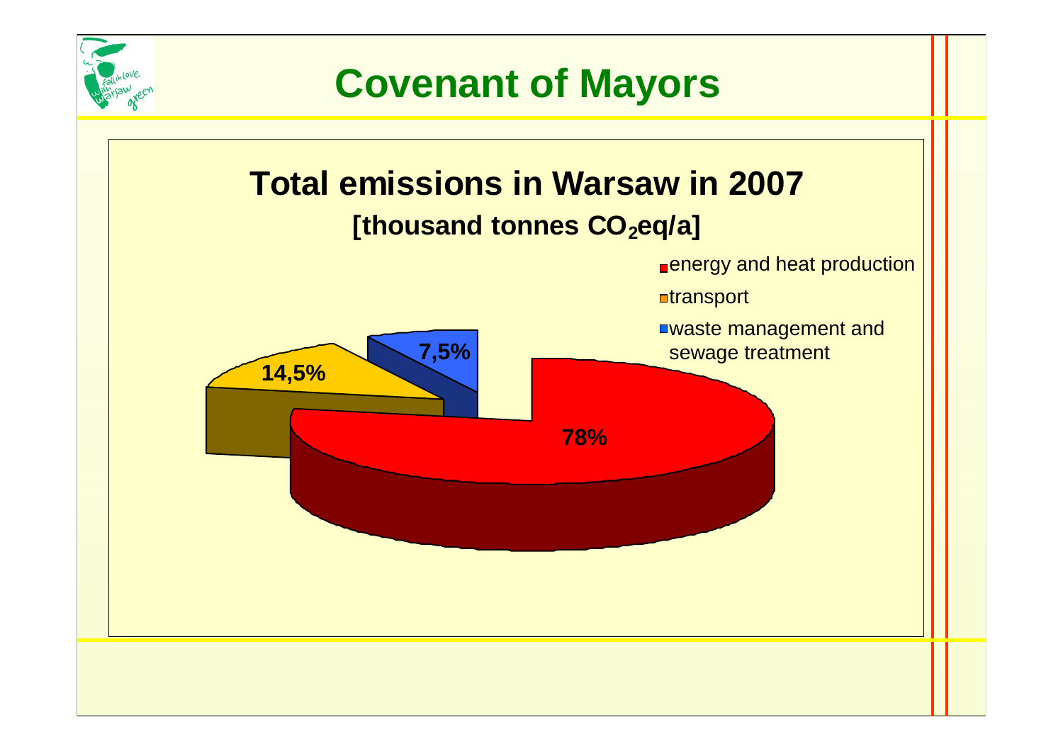# Covenant of Mayors

## Total emissions in Warsaw in 2007

**[thousand tonnes $CO_2$eq/a]**

- energy and heat production: 78%
- transport: 14,5%
- waste management and sewage treatment: 7,5%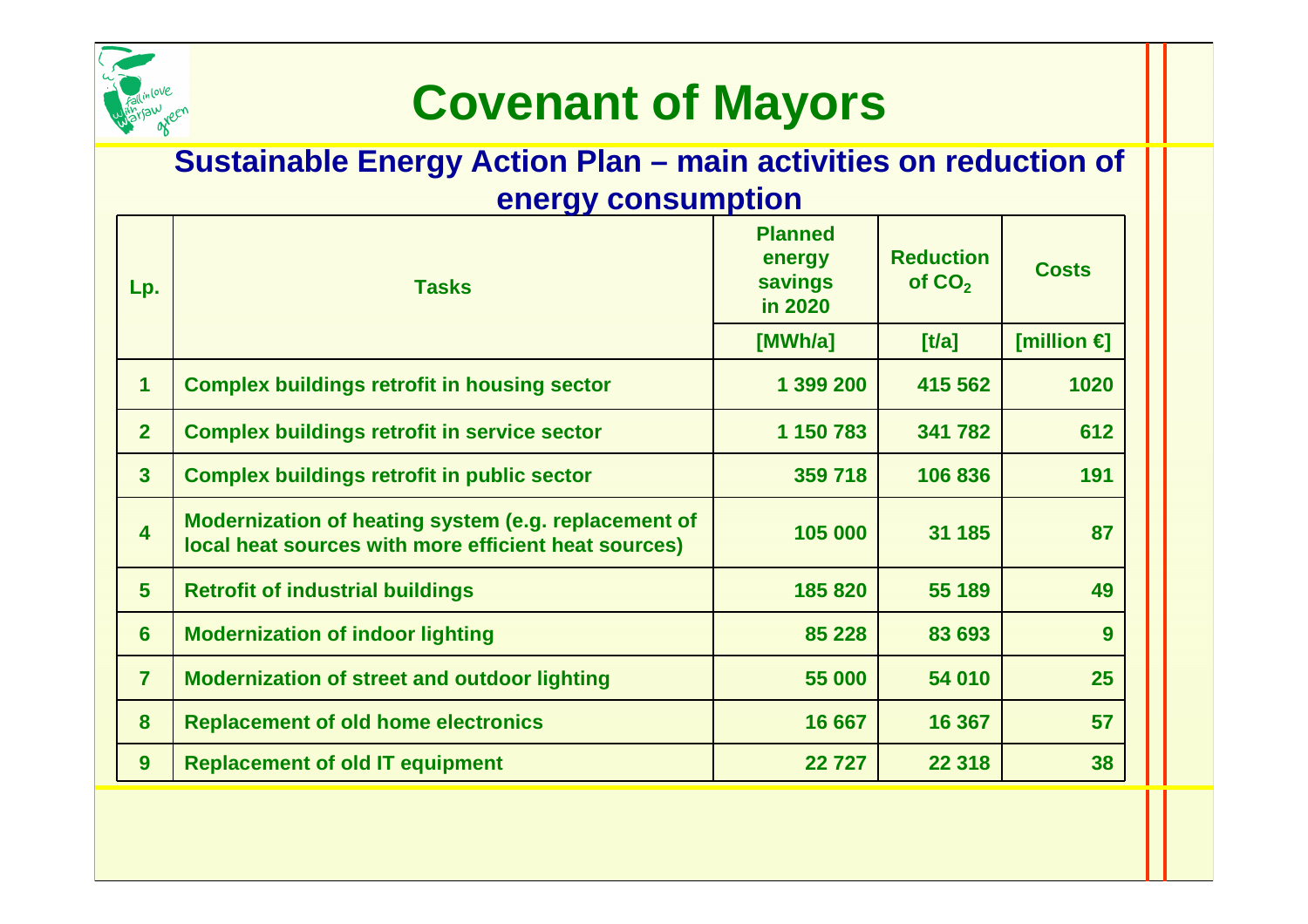# Covenant of Mayors

## Sustainable Energy Action Plan – main activities on reduction of energy consumption

| Lp. | Tasks | Planned energy savings in 2020 | Reduction of $CO_2$ | Costs |
|---|---|---|---|---|
| | | [MWh/a] | [t/a] | [million €] |
| 1 | Complex buildings retrofit in housing sector | 1 399 200 | 415 562 | 1020 |
| 2 | Complex buildings retrofit in service sector | 1 150 783 | 341 782 | 612 |
| 3 | Complex buildings retrofit in public sector | 359 718 | 106 836 | 191 |
| 4 | Modernization of heating system (e.g. replacement of local heat sources with more efficient heat sources) | 105 000 | 31 185 | 87 |
| 5 | Retrofit of industrial buildings | 185 820 | 55 189 | 49 |
| 6 | Modernization of indoor lighting | 85 228 | 83 693 | 9 |
| 7 | Modernization of street and outdoor lighting | 55 000 | 54 010 | 25 |
| 8 | Replacement of old home electronics | 16 667 | 16 367 | 57 |
| 9 | Replacement of old IT equipment | 22 727 | 22 318 | 38 |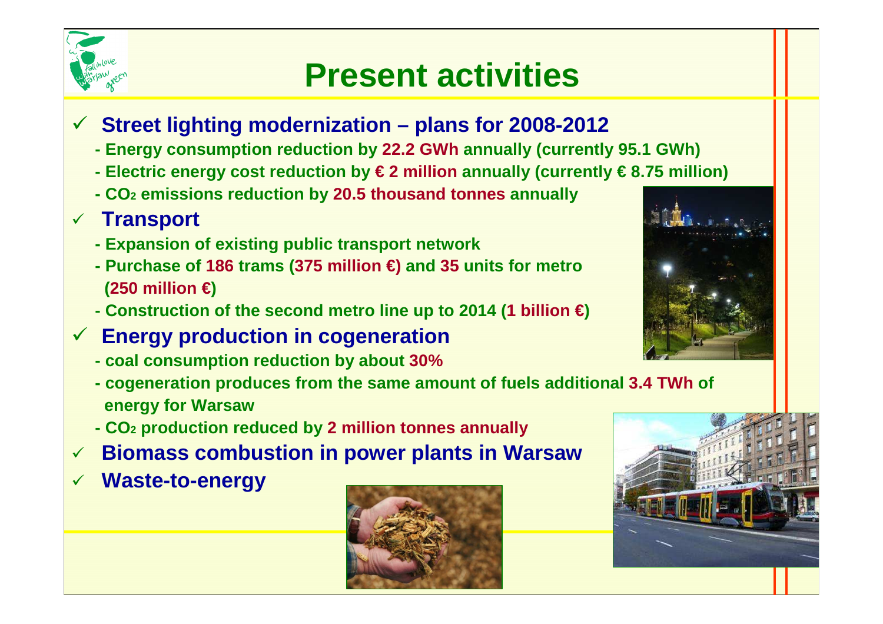# Present activities

- **Street lighting modernization – plans for 2008-2012**
  - **- Energy consumption reduction by 22.2 GWh annually (currently 95.1 GWh)**
  - **- Electric energy cost reduction by € 2 million annually (currently € 8.75 million)**
  - **- $CO_2$ emissions reduction by 20.5 thousand tonnes annually**
- **Transport**
  - **- Expansion of existing public transport network**
  - **- Purchase of 186 trams (375 million €) and 35 units for metro (250 million €)**
  - **- Construction of the second metro line up to 2014 (1 billion €)**
- **Energy production in cogeneration**
  - **- coal consumption reduction by about 30%**
  - **- cogeneration produces from the same amount of fuels additional 3.4 TWh of energy for Warsaw**
  - **- $CO_2$ production reduced by 2 million tonnes annually**
- **Biomass combustion in power plants in Warsaw**
- **Waste-to-energy**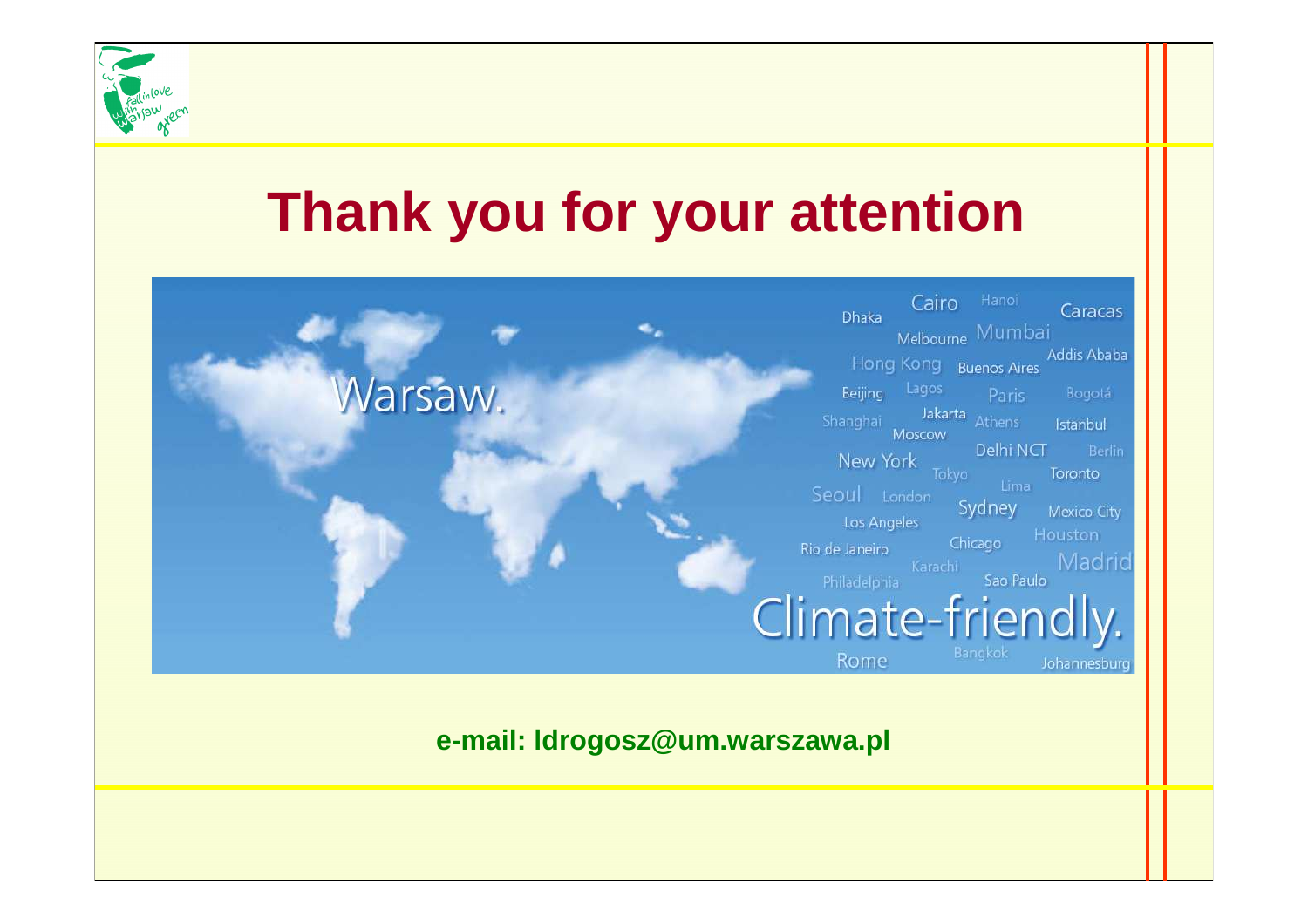# Thank you for you attention

**e-mail: ldrogosz@um.warszawa.pl**